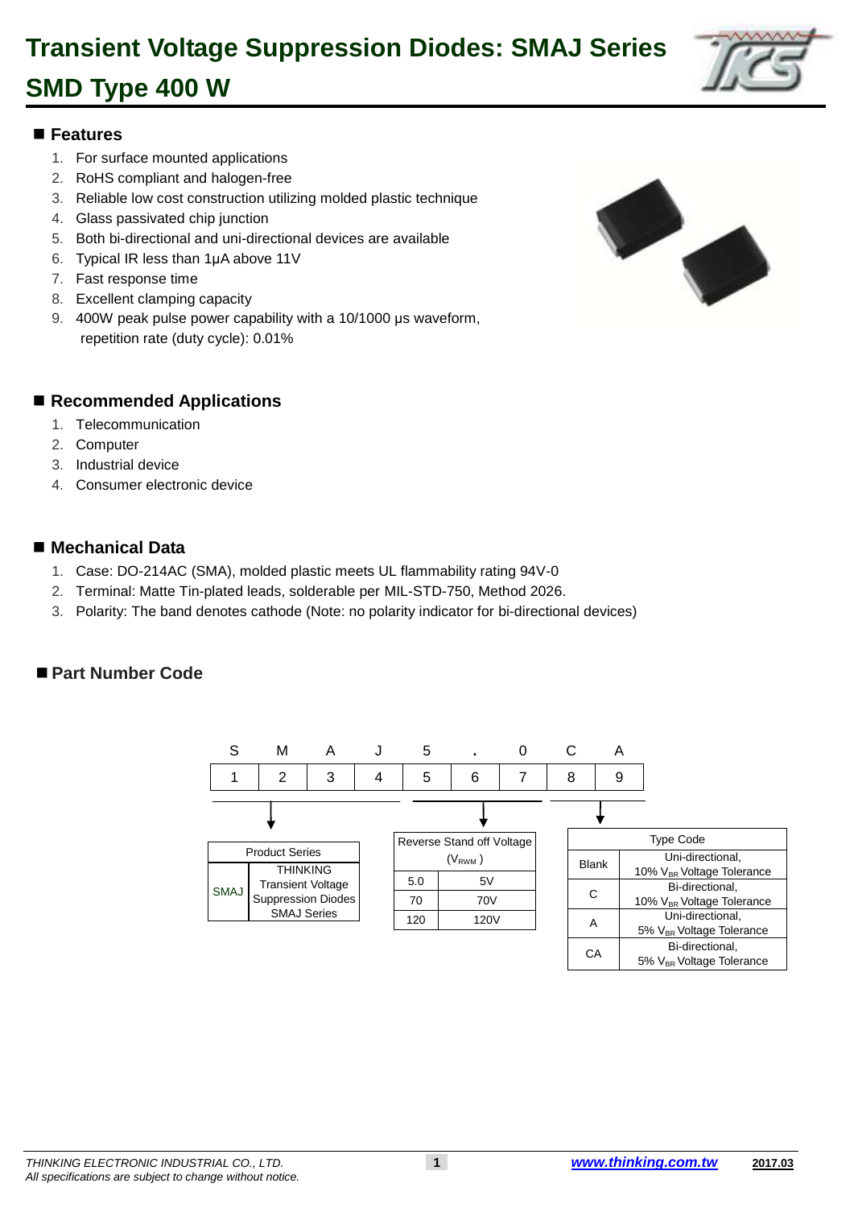# Transient Voltage Suppression Diodes: SMAJ Series SMD Type 400 W

## Features

1. For surface mounted applications
2. RoHS compliant and halogen-free
3. Reliable low cost construction utilizing molded plastic technique
4. Glass passivated chip junction
5. Both bi-directional and uni-directional devices are available
6. Typical IR less than 1μA above 11V
7. Fast response time
8. Excellent clamping capacity
9. 400W peak pulse power capability with a 10/1000 μs waveform, repetition rate (duty cycle): 0.01%

## Recommended Applications

1. Telecommunication
2. Computer
3. Industrial device
4. Consumer electronic device

## Mechanical Data

1. Case: DO-214AC (SMA), molded plastic meets UL flammability rating 94V-0
2. Terminal: Matte Tin-plated leads, solderable per MIL-STD-750, Method 2026.
3. Polarity: The band denotes cathode (Note: no polarity indicator for bi-directional devices)

## Part Number Code

| S | M | A | J | 5 | . | 0 | C | A |
|---|---|---|---|---|---|---|---|---|
| 1 | 2 | 3 | 4 | 5 | 6 | 7 | 8 | 9 |

Positions 1–4:

| Product Series | |
|---|---|
| SMAJ | THINKING Transient Voltage Suppression Diodes SMAJ Series |

Positions 5–7:

| Reverse Stand off Voltage ($V_{RWM}$) | |
|---|---|
| 5.0 | 5V |
| 70 | 70V |
| 120 | 120V |

Positions 8–9:

| Type Code | |
|---|---|
| Blank | Uni-directional, 10% $V_{BR}$ Voltage Tolerance |
| C | Bi-directional, 10% $V_{BR}$ Voltage Tolerance |
| A | Uni-directional, 5% $V_{BR}$ Voltage Tolerance |
| CA | Bi-directional, 5% $V_{BR}$ Voltage Tolerance |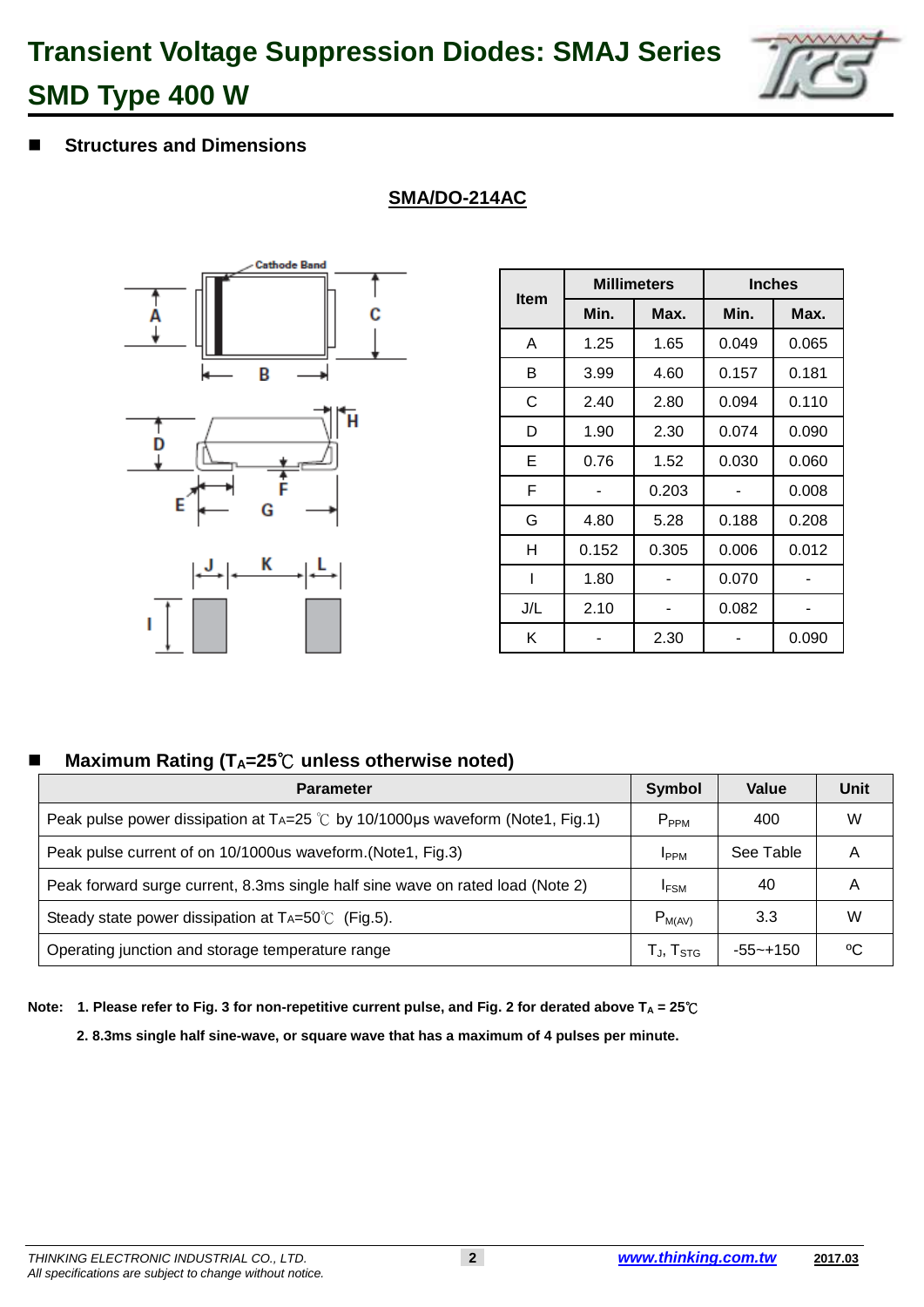# Transient Voltage Suppression Diodes: SMAJ Series SMD Type 400 W

## Structures and Dimensions

### SMA/DO-214AC

| Item | Millimeters | | Inches | |
|---|---|---|---|---|
| | Min. | Max. | Min. | Max. |
| A | 1.25 | 1.65 | 0.049 | 0.065 |
| B | 3.99 | 4.60 | 0.157 | 0.181 |
| C | 2.40 | 2.80 | 0.094 | 0.110 |
| D | 1.90 | 2.30 | 0.074 | 0.090 |
| E | 0.76 | 1.52 | 0.030 | 0.060 |
| F | - | 0.203 | - | 0.008 |
| G | 4.80 | 5.28 | 0.188 | 0.208 |
| H | 0.152 | 0.305 | 0.006 | 0.012 |
| I | 1.80 | - | 0.070 | - |
| J/L | 2.10 | - | 0.082 | - |
| K | - | 2.30 | - | 0.090 |

## Maximum Rating ($T_A$=25℃ unless otherwise noted)

| Parameter | Symbol | Value | Unit |
|---|---|---|---|
| Peak pulse power dissipation at $T_A$=25 ℃ by 10/1000μs waveform (Note1, Fig.1) | $P_{PPM}$ | 400 | W |
| Peak pulse current of on 10/1000us waveform.(Note1, Fig.3) | $I_{PPM}$ | See Table | A |
| Peak forward surge current, 8.3ms single half sine wave on rated load (Note 2) | $I_{FSM}$ | 40 | A |
| Steady state power dissipation at $T_A$=50℃ (Fig.5). | $P_{M(AV)}$ | 3.3 | W |
| Operating junction and storage temperature range | $T_J$, $T_{STG}$ | -55~+150 | ºC |

**Note: 1. Please refer to Fig. 3 for non-repetitive current pulse, and Fig. 2 for derated above $T_A$ = 25℃**

**2. 8.3ms single half sine-wave, or square wave that has a maximum of 4 pulses per minute.**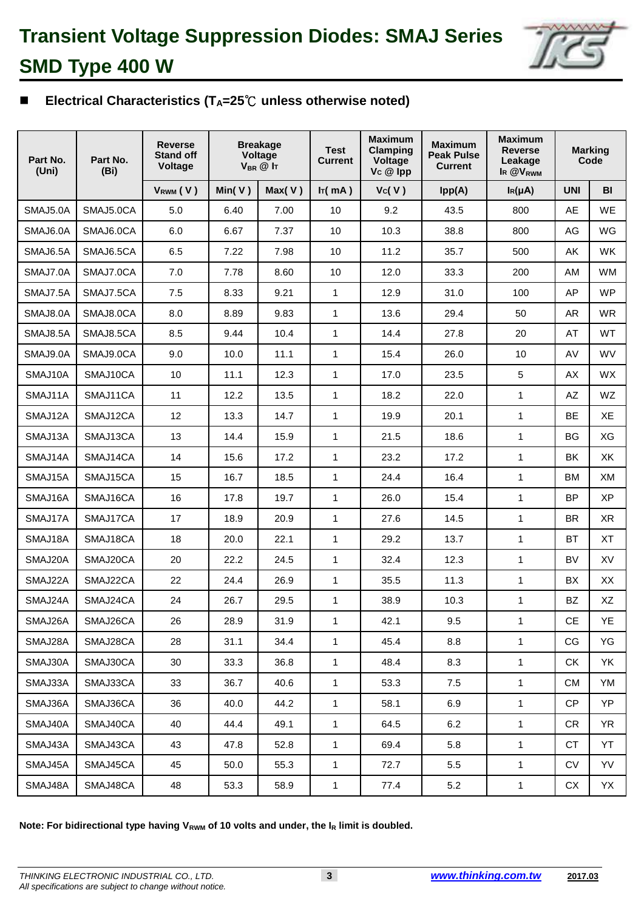# Transient Voltage Suppression Diodes: SMAJ Series

# SMD Type 400 W

## ■ Electrical Characteristics ($T_A$=25℃ unless otherwise noted)

| Part No. (Uni) | Part No. (Bi) | Reverse Stand off Voltage | Breakage Voltage $V_{BR}$ @ $I_T$ | | Test Current | Maximum Clamping Voltage $V_C$ @ Ipp | Maximum Peak Pulse Current | Maximum Reverse Leakage $I_R$ @$V_{RWM}$ | Marking Code | |
|---|---|---|---|---|---|---|---|---|---|---|
| | | $V_{RWM}$ ( V ) | Min( V ) | Max( V ) | $I_T$( mA ) | $V_C$( V ) | Ipp(A) | $I_R$(µA) | UNI | BI |
| SMAJ5.0A | SMAJ5.0CA | 5.0 | 6.40 | 7.00 | 10 | 9.2 | 43.5 | 800 | AE | WE |
| SMAJ6.0A | SMAJ6.0CA | 6.0 | 6.67 | 7.37 | 10 | 10.3 | 38.8 | 800 | AG | WG |
| SMAJ6.5A | SMAJ6.5CA | 6.5 | 7.22 | 7.98 | 10 | 11.2 | 35.7 | 500 | AK | WK |
| SMAJ7.0A | SMAJ7.0CA | 7.0 | 7.78 | 8.60 | 10 | 12.0 | 33.3 | 200 | AM | WM |
| SMAJ7.5A | SMAJ7.5CA | 7.5 | 8.33 | 9.21 | 1 | 12.9 | 31.0 | 100 | AP | WP |
| SMAJ8.0A | SMAJ8.0CA | 8.0 | 8.89 | 9.83 | 1 | 13.6 | 29.4 | 50 | AR | WR |
| SMAJ8.5A | SMAJ8.5CA | 8.5 | 9.44 | 10.4 | 1 | 14.4 | 27.8 | 20 | AT | WT |
| SMAJ9.0A | SMAJ9.0CA | 9.0 | 10.0 | 11.1 | 1 | 15.4 | 26.0 | 10 | AV | WV |
| SMAJ10A | SMAJ10CA | 10 | 11.1 | 12.3 | 1 | 17.0 | 23.5 | 5 | AX | WX |
| SMAJ11A | SMAJ11CA | 11 | 12.2 | 13.5 | 1 | 18.2 | 22.0 | 1 | AZ | WZ |
| SMAJ12A | SMAJ12CA | 12 | 13.3 | 14.7 | 1 | 19.9 | 20.1 | 1 | BE | XE |
| SMAJ13A | SMAJ13CA | 13 | 14.4 | 15.9 | 1 | 21.5 | 18.6 | 1 | BG | XG |
| SMAJ14A | SMAJ14CA | 14 | 15.6 | 17.2 | 1 | 23.2 | 17.2 | 1 | BK | XK |
| SMAJ15A | SMAJ15CA | 15 | 16.7 | 18.5 | 1 | 24.4 | 16.4 | 1 | BM | XM |
| SMAJ16A | SMAJ16CA | 16 | 17.8 | 19.7 | 1 | 26.0 | 15.4 | 1 | BP | XP |
| SMAJ17A | SMAJ17CA | 17 | 18.9 | 20.9 | 1 | 27.6 | 14.5 | 1 | BR | XR |
| SMAJ18A | SMAJ18CA | 18 | 20.0 | 22.1 | 1 | 29.2 | 13.7 | 1 | BT | XT |
| SMAJ20A | SMAJ20CA | 20 | 22.2 | 24.5 | 1 | 32.4 | 12.3 | 1 | BV | XV |
| SMAJ22A | SMAJ22CA | 22 | 24.4 | 26.9 | 1 | 35.5 | 11.3 | 1 | BX | XX |
| SMAJ24A | SMAJ24CA | 24 | 26.7 | 29.5 | 1 | 38.9 | 10.3 | 1 | BZ | XZ |
| SMAJ26A | SMAJ26CA | 26 | 28.9 | 31.9 | 1 | 42.1 | 9.5 | 1 | CE | YE |
| SMAJ28A | SMAJ28CA | 28 | 31.1 | 34.4 | 1 | 45.4 | 8.8 | 1 | CG | YG |
| SMAJ30A | SMAJ30CA | 30 | 33.3 | 36.8 | 1 | 48.4 | 8.3 | 1 | CK | YK |
| SMAJ33A | SMAJ33CA | 33 | 36.7 | 40.6 | 1 | 53.3 | 7.5 | 1 | CM | YM |
| SMAJ36A | SMAJ36CA | 36 | 40.0 | 44.2 | 1 | 58.1 | 6.9 | 1 | CP | YP |
| SMAJ40A | SMAJ40CA | 40 | 44.4 | 49.1 | 1 | 64.5 | 6.2 | 1 | CR | YR |
| SMAJ43A | SMAJ43CA | 43 | 47.8 | 52.8 | 1 | 69.4 | 5.8 | 1 | CT | YT |
| SMAJ45A | SMAJ45CA | 45 | 50.0 | 55.3 | 1 | 72.7 | 5.5 | 1 | CV | YV |
| SMAJ48A | SMAJ48CA | 48 | 53.3 | 58.9 | 1 | 77.4 | 5.2 | 1 | CX | YX |

**Note: For bidirectional type having $V_{RWM}$ of 10 volts and under, the $I_R$ limit is doubled.**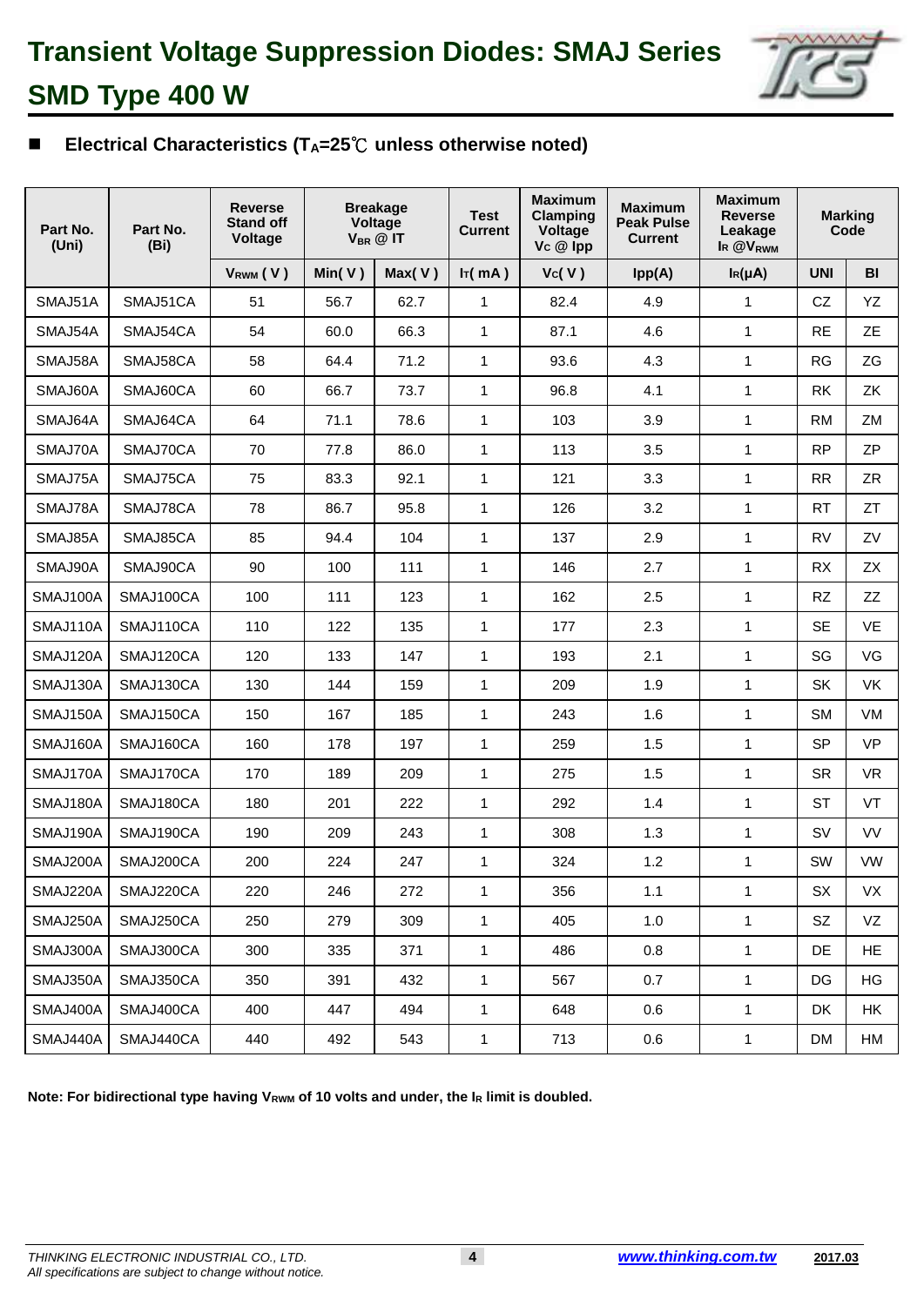# Transient Voltage Suppression Diodes: SMAJ Series

## SMD Type 400 W

### ■ Electrical Characteristics ($T_A$=25℃ unless otherwise noted)

| Part No. (Uni) | Part No. (Bi) | Reverse Stand off Voltage | Breakage Voltage $V_{BR}$ @ IT | | Test Current | Maximum Clamping Voltage $V_C$ @ Ipp | Maximum Peak Pulse Current | Maximum Reverse Leakage $I_R$ @$V_{RWM}$ | Marking Code | |
|---|---|---|---|---|---|---|---|---|---|---|
| | | $V_{RWM}$ ( V ) | Min( V ) | Max( V ) | $I_T$( mA ) | $V_C$( V ) | Ipp(A) | $I_R$(μA) | UNI | BI |
| SMAJ51A | SMAJ51CA | 51 | 56.7 | 62.7 | 1 | 82.4 | 4.9 | 1 | CZ | YZ |
| SMAJ54A | SMAJ54CA | 54 | 60.0 | 66.3 | 1 | 87.1 | 4.6 | 1 | RE | ZE |
| SMAJ58A | SMAJ58CA | 58 | 64.4 | 71.2 | 1 | 93.6 | 4.3 | 1 | RG | ZG |
| SMAJ60A | SMAJ60CA | 60 | 66.7 | 73.7 | 1 | 96.8 | 4.1 | 1 | RK | ZK |
| SMAJ64A | SMAJ64CA | 64 | 71.1 | 78.6 | 1 | 103 | 3.9 | 1 | RM | ZM |
| SMAJ70A | SMAJ70CA | 70 | 77.8 | 86.0 | 1 | 113 | 3.5 | 1 | RP | ZP |
| SMAJ75A | SMAJ75CA | 75 | 83.3 | 92.1 | 1 | 121 | 3.3 | 1 | RR | ZR |
| SMAJ78A | SMAJ78CA | 78 | 86.7 | 95.8 | 1 | 126 | 3.2 | 1 | RT | ZT |
| SMAJ85A | SMAJ85CA | 85 | 94.4 | 104 | 1 | 137 | 2.9 | 1 | RV | ZV |
| SMAJ90A | SMAJ90CA | 90 | 100 | 111 | 1 | 146 | 2.7 | 1 | RX | ZX |
| SMAJ100A | SMAJ100CA | 100 | 111 | 123 | 1 | 162 | 2.5 | 1 | RZ | ZZ |
| SMAJ110A | SMAJ110CA | 110 | 122 | 135 | 1 | 177 | 2.3 | 1 | SE | VE |
| SMAJ120A | SMAJ120CA | 120 | 133 | 147 | 1 | 193 | 2.1 | 1 | SG | VG |
| SMAJ130A | SMAJ130CA | 130 | 144 | 159 | 1 | 209 | 1.9 | 1 | SK | VK |
| SMAJ150A | SMAJ150CA | 150 | 167 | 185 | 1 | 243 | 1.6 | 1 | SM | VM |
| SMAJ160A | SMAJ160CA | 160 | 178 | 197 | 1 | 259 | 1.5 | 1 | SP | VP |
| SMAJ170A | SMAJ170CA | 170 | 189 | 209 | 1 | 275 | 1.5 | 1 | SR | VR |
| SMAJ180A | SMAJ180CA | 180 | 201 | 222 | 1 | 292 | 1.4 | 1 | ST | VT |
| SMAJ190A | SMAJ190CA | 190 | 209 | 243 | 1 | 308 | 1.3 | 1 | SV | VV |
| SMAJ200A | SMAJ200CA | 200 | 224 | 247 | 1 | 324 | 1.2 | 1 | SW | VW |
| SMAJ220A | SMAJ220CA | 220 | 246 | 272 | 1 | 356 | 1.1 | 1 | SX | VX |
| SMAJ250A | SMAJ250CA | 250 | 279 | 309 | 1 | 405 | 1.0 | 1 | SZ | VZ |
| SMAJ300A | SMAJ300CA | 300 | 335 | 371 | 1 | 486 | 0.8 | 1 | DE | HE |
| SMAJ350A | SMAJ350CA | 350 | 391 | 432 | 1 | 567 | 0.7 | 1 | DG | HG |
| SMAJ400A | SMAJ400CA | 400 | 447 | 494 | 1 | 648 | 0.6 | 1 | DK | HK |
| SMAJ440A | SMAJ440CA | 440 | 492 | 543 | 1 | 713 | 0.6 | 1 | DM | HM |

**Note: For bidirectional type having $V_{RWM}$ of 10 volts and under, the $I_R$ limit is doubled.**

*THINKING ELECTRONIC INDUSTRIAL CO., LTD.*
*All specifications are subject to change without notice.*

www.thinking.com.tw 2017.03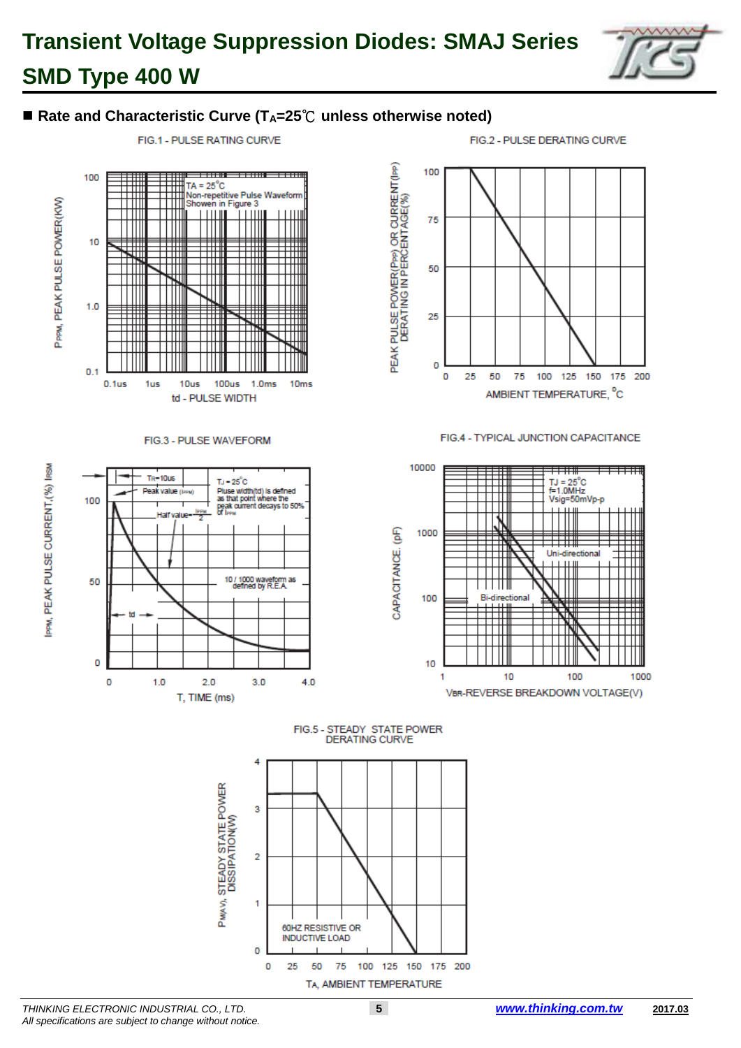# Transient Voltage Suppression Diodes: SMAJ Series
# SMD Type 400 W

■ **Rate and Characteristic Curve ($T_A$=25℃ unless otherwise noted)**

FIG.1 - PULSE RATING CURVE

$P_{PPM}$, PEAK PULSE POWER(KW)

TA = 25°C
Non-repetitive Pulse Waveform
Showen in Figure 3

100, 10, 1.0, 0.1

0.1us, 1us, 10us, 100us, 1.0ms, 10ms

td - PULSE WIDTH

FIG.2 - PULSE DERATING CURVE

PEAK PULSE POWER($P_{PP}$) OR CURRENT($I_{PP}$) DERATING IN PERCENTAGE(%)

100, 75, 50, 25, 0

0, 25, 50, 75, 100, 125, 150, 175, 200

AMBIENT TEMPERATURE, °C

FIG.3 - PULSE WAVEFORM

$I_{PPM}$, PEAK PULSE CURRENT,(%) $I_{RSM}$

Tr=10us
Peak value ($I_{PPM}$)
Half value= $\frac{I_{PPM}}{2}$
$T_J$ = 25°C
Pluse width(td) is defined as that point where the peak current decays to 50% of $I_{PPM}$
10 / 1000 waveform as defined by R.E.A.
td

100, 50, 0

0, 1.0, 2.0, 3.0, 4.0

T, TIME (ms)

FIG.4 - TYPICAL JUNCTION CAPACITANCE

CAPACITANCE. (pF)

TJ = 25°C
f=1.0MHz
Vsig=50mVp-p
Uni-directional
Bi-directional

10000, 1000, 100, 10

1, 10, 100, 1000

$V_{BR}$-REVERSE BREAKDOWN VOLTAGE(V)

FIG.5 - STEADY STATE POWER DERATING CURVE

$P_{M(AV)}$, STEADY STATE POWER DISSIPATION(W)

60HZ RESISTIVE OR INDUCTIVE LOAD

4, 3, 2, 1, 0

0, 25, 50, 75, 100, 125, 150, 175, 200

$T_A$, AMBIENT TEMPERATURE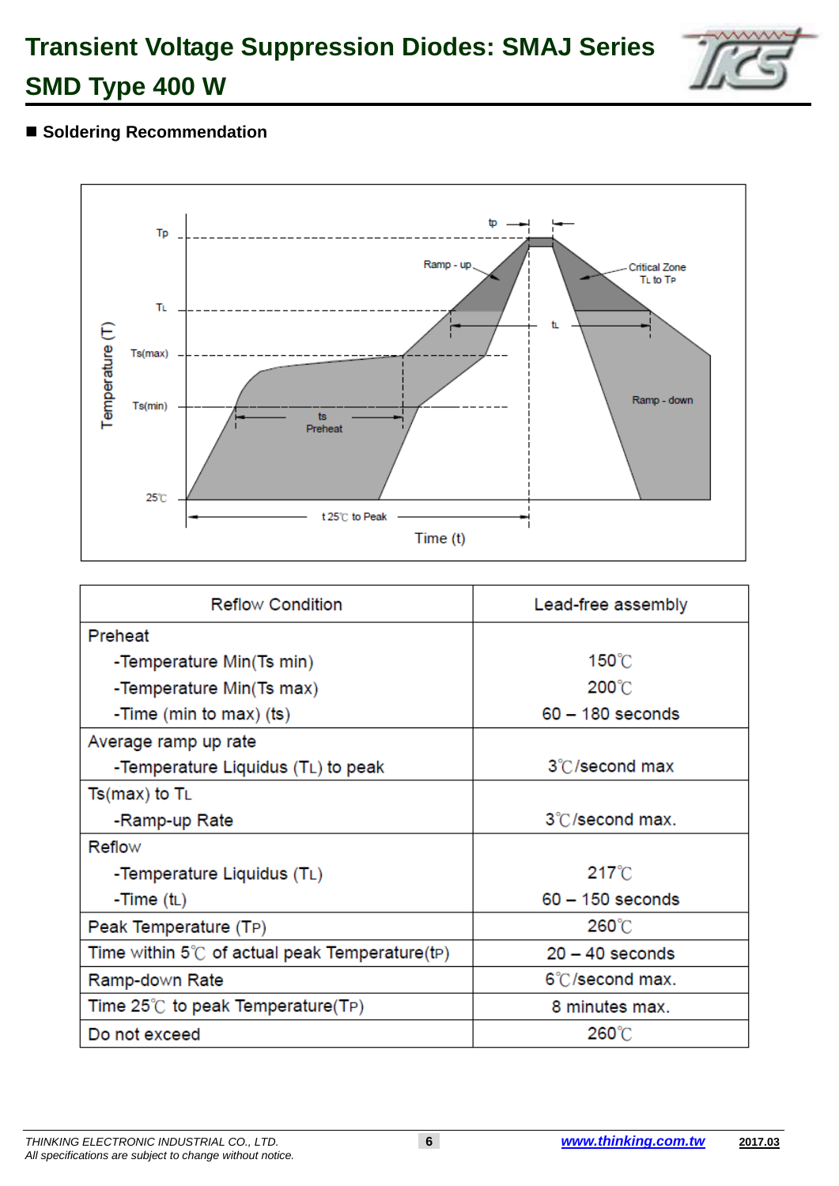# Transient Voltage Suppression Diodes: SMAJ Series SMD Type 400 W

■ **Soldering Recommendation**

| Reflow Condition | Lead-free assembly |
|---|---|
| Preheat<br>-Temperature Min(Ts min)<br>-Temperature Min(Ts max)<br>-Time (min to max) (ts) | <br>150℃<br>200℃<br>60 – 180 seconds |
| Average ramp up rate<br>-Temperature Liquidus (TL) to peak | <br>3℃/second max |
| Ts(max) to TL<br>-Ramp-up Rate | <br>3℃/second max. |
| Reflow<br>-Temperature Liquidus (TL)<br>-Time (tL) | <br>217℃<br>60 – 150 seconds |
| Peak Temperature (TP) | 260℃ |
| Time within 5℃ of actual peak Temperature(tP) | 20 – 40 seconds |
| Ramp-down Rate | 6℃/second max. |
| Time 25℃ to peak Temperature(TP) | 8 minutes max. |
| Do not exceed | 260℃ |

*THINKING ELECTRONIC INDUSTRIAL CO., LTD.*
*All specifications are subject to change without notice.*

www.thinking.com.tw 2017.03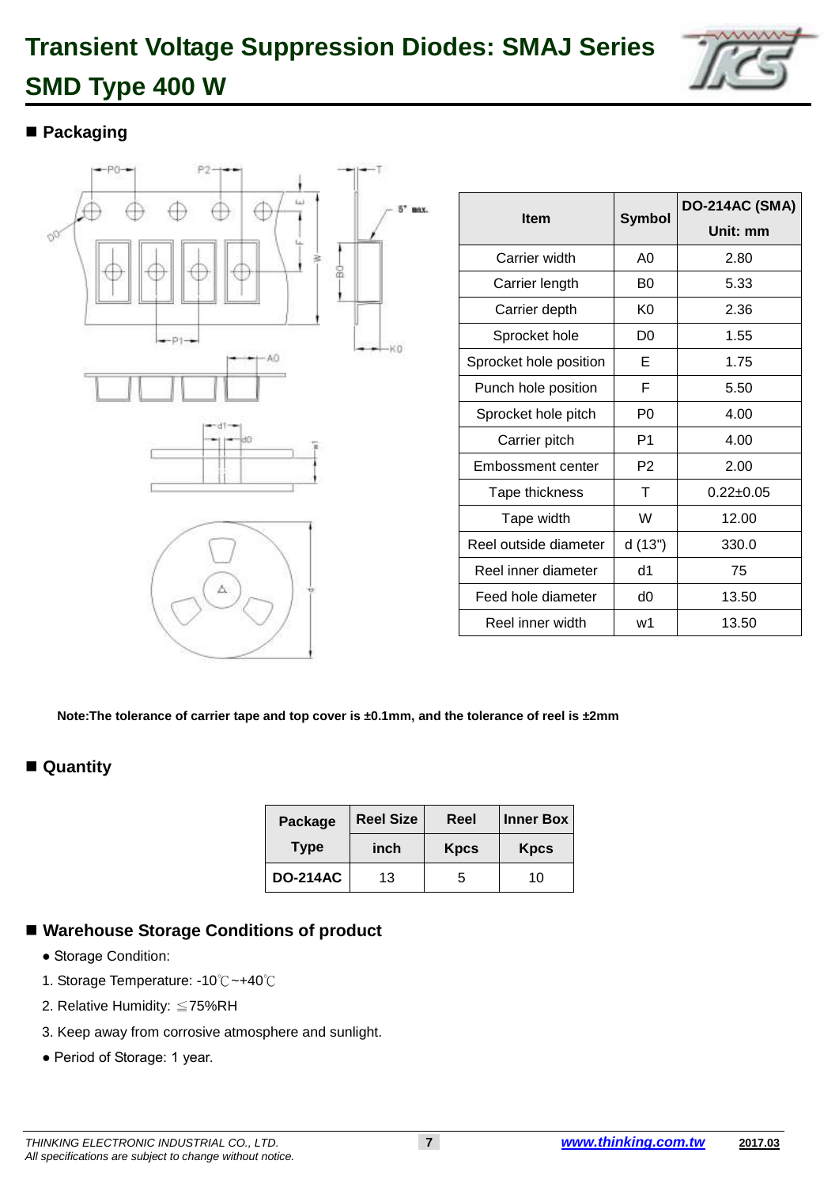# Transient Voltage Suppression Diodes: SMAJ Series
# SMD Type 400 W

## ■ Packaging

P0 P2 T
D0 E F W B0 5° max.
P1 K0
A0
d1 d0 w1
d

| Item | Symbol | DO-214AC (SMA) Unit: mm |
|---|---|---|
| Carrier width | A0 | 2.80 |
| Carrier length | B0 | 5.33 |
| Carrier depth | K0 | 2.36 |
| Sprocket hole | D0 | 1.55 |
| Sprocket hole position | E | 1.75 |
| Punch hole position | F | 5.50 |
| Sprocket hole pitch | P0 | 4.00 |
| Carrier pitch | P1 | 4.00 |
| Embossment center | P2 | 2.00 |
| Tape thickness | T | 0.22±0.05 |
| Tape width | W | 12.00 |
| Reel outside diameter | d (13") | 330.0 |
| Reel inner diameter | d1 | 75 |
| Feed hole diameter | d0 | 13.50 |
| Reel inner width | w1 | 13.50 |

**Note:The tolerance of carrier tape and top cover is ±0.1mm, and the tolerance of reel is ±2mm**

## ■ Quantity

| Package Type | Reel Size inch | Reel Kpcs | Inner Box Kpcs |
|---|---|---|---|
| **DO-214AC** | 13 | 5 | 10 |

## ■ Warehouse Storage Conditions of product

- Storage Condition:

1. Storage Temperature: -10℃~+40℃
2. Relative Humidity: ≦75%RH
3. Keep away from corrosive atmosphere and sunlight.

- Period of Storage: 1 year.

*THINKING ELECTRONIC INDUSTRIAL CO., LTD.*
*All specifications are subject to change without notice.*
www.thinking.com.tw 2017.03